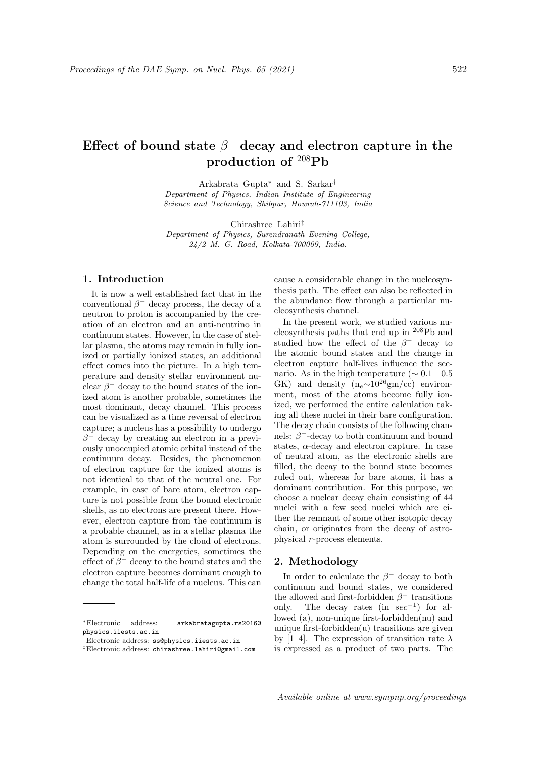# Effect of bound state $\beta^-$ decay and electron capture in the production of $^{208}$Pb

Arkabrata Gupta[*] and S. Sarkar[†]

*Department of Physics, Indian Institute of Engineering Science and Technology, Shibpur, Howrah-711103, India*

Chirashree Lahiri[‡]

*Department of Physics, Surendranath Evening College, 24/2 M. G. Road, Kolkata-700009, India.*

## 1. Introduction

It is now a well established fact that in the conventional $\beta^-$ decay process, the decay of a neutron to proton is accompanied by the creation of an electron and an anti-neutrino in continuum states. However, in the case of stellar plasma, the atoms may remain in fully ionized or partially ionized states, an additional effect comes into the picture. In a high temperature and density stellar environment nuclear $\beta^-$ decay to the bound states of the ionized atom is another probable, sometimes the most dominant, decay channel. This process can be visualized as a time reversal of electron capture; a nucleus has a possibility to undergo $\beta^-$ decay by creating an electron in a previously unoccupied atomic orbital instead of the continuum decay. Besides, the phenomenon of electron capture for the ionized atoms is not identical to that of the neutral one. For example, in case of bare atom, electron capture is not possible from the bound electronic shells, as no electrons are present there. However, electron capture from the continuum is a probable channel, as in a stellar plasma the atom is surrounded by the cloud of electrons. Depending on the energetics, sometimes the effect of $\beta^-$ decay to the bound states and the electron capture becomes dominant enough to change the total half-life of a nucleus. This can cause a considerable change in the nucleosynthesis path. The effect can also be reflected in the abundance flow through a particular nucleosynthesis channel.

In the present work, we studied various nucleosynthesis paths that end up in $^{208}$Pb and studied how the effect of the $\beta^-$ decay to the atomic bound states and the change in electron capture half-lives influence the scenario. As in the high temperature ($\sim 0.1-0.5$ GK) and density ($n_e \sim 10^{26}$gm/cc) environment, most of the atoms become fully ionized, we performed the entire calculation taking all these nuclei in their bare configuration. The decay chain consists of the following channels: $\beta^-$-decay to both continuum and bound states, $\alpha$-decay and electron capture. In case of neutral atom, as the electronic shells are filled, the decay to the bound state becomes ruled out, whereas for bare atoms, it has a dominant contribution. For this purpose, we choose a nuclear decay chain consisting of 44 nuclei with a few seed nuclei which are either the remnant of some other isotopic decay chain, or originates from the decay of astrophysical *r*-process elements.

## 2. Methodology

In order to calculate the $\beta^-$ decay to both continuum and bound states, we considered the allowed and first-forbidden $\beta^-$ transitions only. The decay rates (in $sec^{-1}$) for allowed (a), non-unique first-forbidden(nu) and unique first-forbidden(u) transitions are given by [1–4]. The expression of transition rate $\lambda$ is expressed as a product of two parts. The

---

[*] Electronic address: arkabratagupta.rs2016@physics.iiests.ac.in

[†] Electronic address: ss@physics.iiests.ac.in

[‡] Electronic address: chirashree.lahiri@gmail.com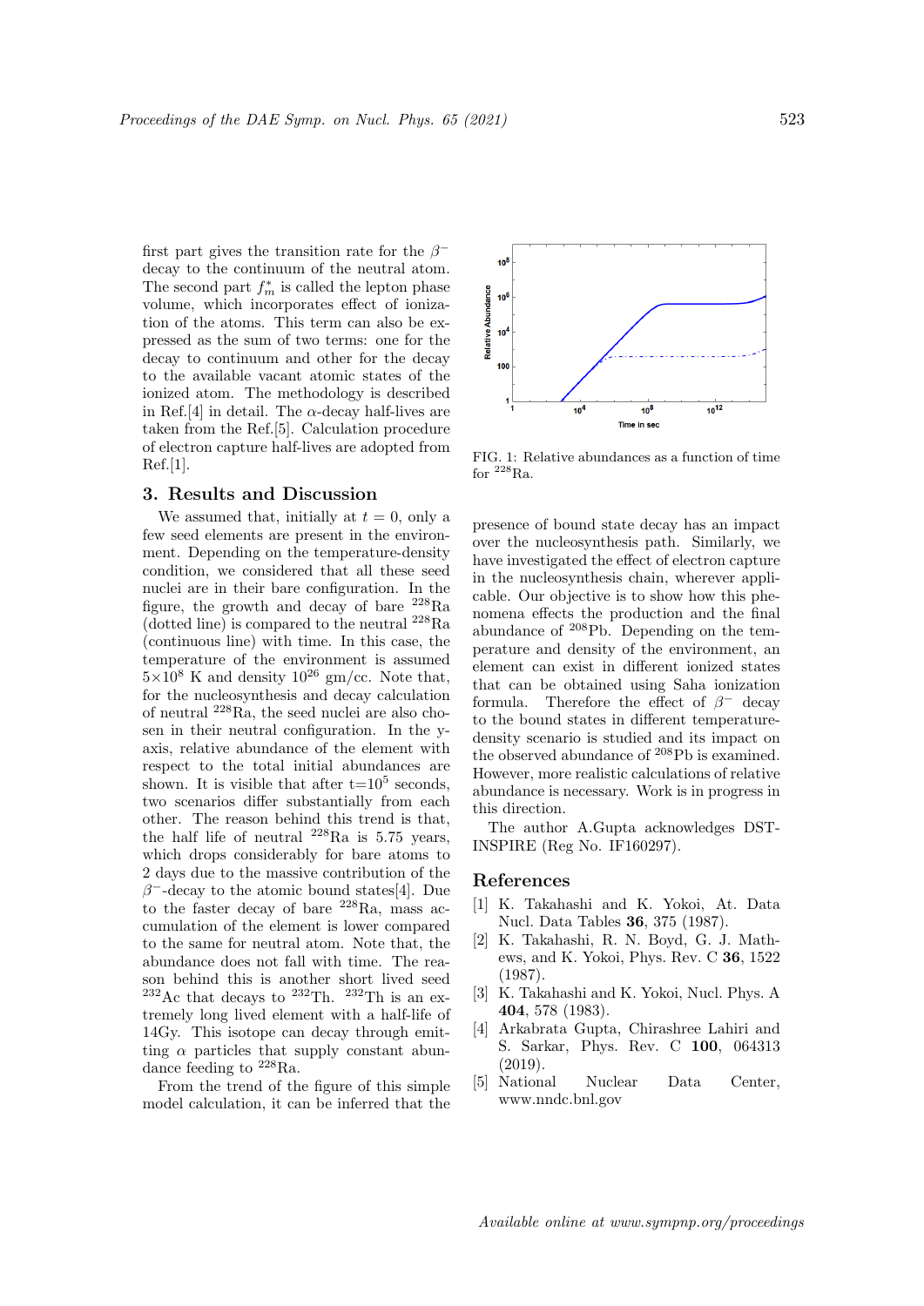first part gives the transition rate for the $\beta^-$ decay to the continuum of the neutral atom. The second part $f_m^*$ is called the lepton phase volume, which incorporates effect of ionization of the atoms. This term can also be expressed as the sum of two terms: one for the decay to continuum and other for the decay to the available vacant atomic states of the ionized atom. The methodology is described in Ref.[4] in detail. The $\alpha$-decay half-lives are taken from the Ref.[5]. Calculation procedure of electron capture half-lives are adopted from Ref.[1].

## 3. Results and Discussion

We assumed that, initially at $t = 0$, only a few seed elements are present in the environment. Depending on the temperature-density condition, we considered that all these seed nuclei are in their bare configuration. In the figure, the growth and decay of bare $^{228}$Ra (dotted line) is compared to the neutral $^{228}$Ra (continuous line) with time. In this case, the temperature of the environment is assumed $5\times10^8$ K and density $10^{26}$ gm/cc. Note that, for the nucleosynthesis and decay calculation of neutral $^{228}$Ra, the seed nuclei are also chosen in their neutral configuration. In the y-axis, relative abundance of the element with respect to the total initial abundances are shown. It is visible that after t=$10^5$ seconds, two scenarios differ substantially from each other. The reason behind this trend is that, the half life of neutral $^{228}$Ra is 5.75 years, which drops considerably for bare atoms to 2 days due to the massive contribution of the $\beta^-$-decay to the atomic bound states[4]. Due to the faster decay of bare $^{228}$Ra, mass accumulation of the element is lower compared to the same for neutral atom. Note that, the abundance does not fall with time. The reason behind this is another short lived seed $^{232}$Ac that decays to $^{232}$Th. $^{232}$Th is an extremely long lived element with a half-life of 14Gy. This isotope can decay through emitting $\alpha$ particles that supply constant abundance feeding to $^{228}$Ra.

From the trend of the figure of this simple model calculation, it can be inferred that the presence of bound state decay has an impact over the nucleosynthesis path. Similarly, we have investigated the effect of electron capture in the nucleosynthesis chain, wherever applicable. Our objective is to show how this phenomena effects the production and the final abundance of $^{208}$Pb. Depending on the temperature and density of the environment, an element can exist in different ionized states that can be obtained using Saha ionization formula. Therefore the effect of $\beta^-$ decay to the bound states in different temperature-density scenario is studied and its impact on the observed abundance of $^{208}$Pb is examined. However, more realistic calculations of relative abundance is necessary. Work is in progress in this direction.

Relative Abundance
$10^8$
$10^6$
$10^4$
100
1
1
$10^4$
$10^8$
$10^{12}$
Time in sec

FIG. 1: Relative abundances as a function of time for $^{228}$Ra.

The author A.Gupta acknowledges DST-INSPIRE (Reg No. IF160297).

## References

[1] K. Takahashi and K. Yokoi, At. Data Nucl. Data Tables **36**, 375 (1987).

[2] K. Takahashi, R. N. Boyd, G. J. Mathews, and K. Yokoi, Phys. Rev. C **36**, 1522 (1987).

[3] K. Takahashi and K. Yokoi, Nucl. Phys. A **404**, 578 (1983).

[4] Arkabrata Gupta, Chirashree Lahiri and S. Sarkar, Phys. Rev. C **100**, 064313 (2019).

[5] National Nuclear Data Center, www.nndc.bnl.gov